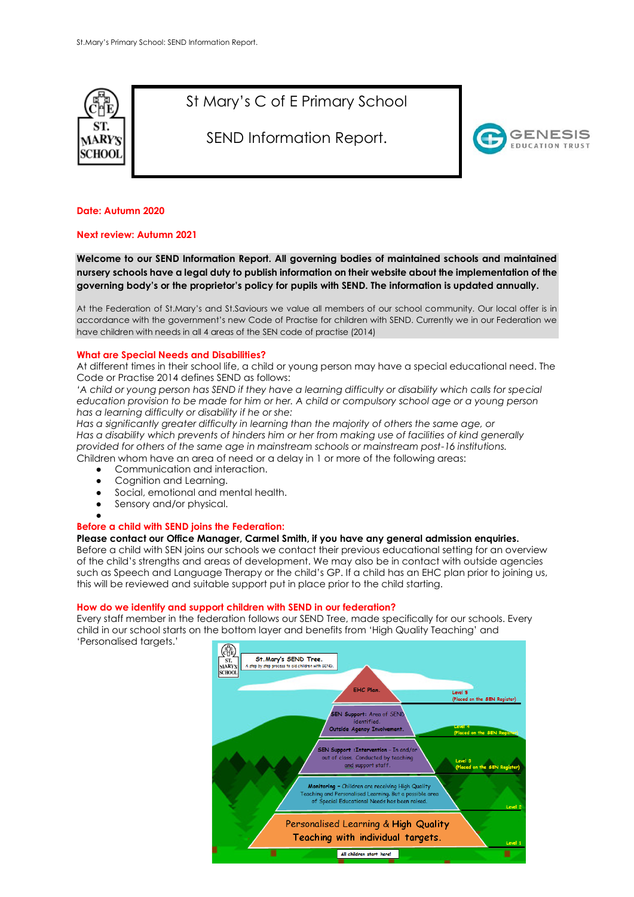# St Mary's C of E Primary School

## SEND Information Report.

**Date: Autumn 2020**

**Next review: Autumn 2021**

**Welcome to our SEND Information Report. All governing bodies of maintained schools and maintained nursery schools have a legal duty to publish information on their website about the implementation of the governing body's or the proprietor's policy for pupils with SEND. The information is updated annually.**

At the Federation of St.Mary's and St.Saviours we value all members of our school community. Our local offer is in accordance with the government's new Code of Practise for children with SEND. Currently we in our Federation we have children with needs in all 4 areas of the SEN code of practise (2014)

### What are Special Needs and Disabilities?

At different times in their school life, a child or young person may have a special educational need. The Code or Practise 2014 defines SEND as follows:

*'A child or young person has SEND if they have a learning difficulty or disability which calls for special education provision to be made for him or her. A child or compulsory school age or a young person has a learning difficulty or disability if he or she:*

*Has a significantly greater difficulty in learning than the majority of others the same age, or*

*Has a disability which prevents of hinders him or her from making use of facilities of kind generally provided for others of the same age in mainstream schools or mainstream post-16 institutions.*

Children whom have an area of need or a delay in 1 or more of the following areas:

- Communication and interaction.
- Cognition and Learning.
- Social, emotional and mental health.
- Sensory and/or physical.

### Before a child with SEND joins the Federation:

**Please contact our Office Manager, Carmel Smith, if you have any general admission enquiries.**

Before a child with SEN joins our schools we contact their previous educational setting for an overview of the child's strengths and areas of development. We may also be in contact with outside agencies such as Speech and Language Therapy or the child's GP. If a child has an EHC plan prior to joining us, this will be reviewed and suitable support put in place prior to the child starting.

### How do we identify and support children with SEND in our federation?

Every staff member in the federation follows our SEND Tree, made specifically for our schools. Every child in our school starts on the bottom layer and benefits from 'High Quality Teaching' and 'Personalised targets.'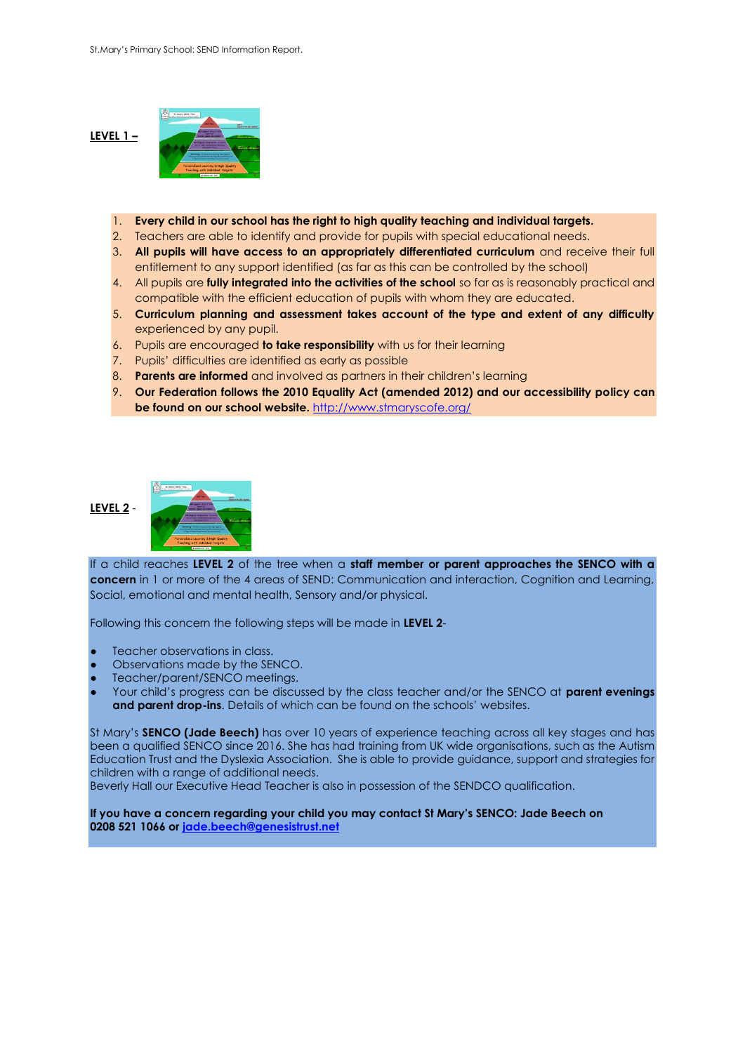**LEVEL 1 –**

1. **Every child in our school has the right to high quality teaching and individual targets.**
2. Teachers are able to identify and provide for pupils with special educational needs.
3. **All pupils will have access to an appropriately differentiated curriculum** and receive their full entitlement to any support identified (as far as this can be controlled by the school)
4. All pupils are **fully integrated into the activities of the school** so far as is reasonably practical and compatible with the efficient education of pupils with whom they are educated.
5. **Curriculum planning and assessment takes account of the type and extent of any difficulty** experienced by any pupil.
6. Pupils are encouraged **to take responsibility** with us for their learning
7. Pupils' difficulties are identified as early as possible
8. **Parents are informed** and involved as partners in their children's learning
9. **Our Federation follows the 2010 Equality Act (amended 2012) and our accessibility policy can be found on our school website.** http://www.stmaryscofe.org/

**LEVEL 2** -

If a child reaches **LEVEL 2** of the tree when a **staff member or parent approaches the SENCO with a concern** in 1 or more of the 4 areas of SEND: Communication and interaction, Cognition and Learning, Social, emotional and mental health, Sensory and/or physical.

Following this concern the following steps will be made in **LEVEL 2**-

- Teacher observations in class.
- Observations made by the SENCO.
- Teacher/parent/SENCO meetings.
- Your child's progress can be discussed by the class teacher and/or the SENCO at **parent evenings and parent drop-ins**. Details of which can be found on the schools' websites.

St Mary's **SENCO (Jade Beech)** has over 10 years of experience teaching across all key stages and has been a qualified SENCO since 2016. She has had training from UK wide organisations, such as the Autism Education Trust and the Dyslexia Association. She is able to provide guidance, support and strategies for children with a range of additional needs.
Beverly Hall our Executive Head Teacher is also in possession of the SENDCO qualification.

**If you have a concern regarding your child you may contact St Mary's SENCO: Jade Beech on 0208 521 1066 or jade.beech@genesistrust.net**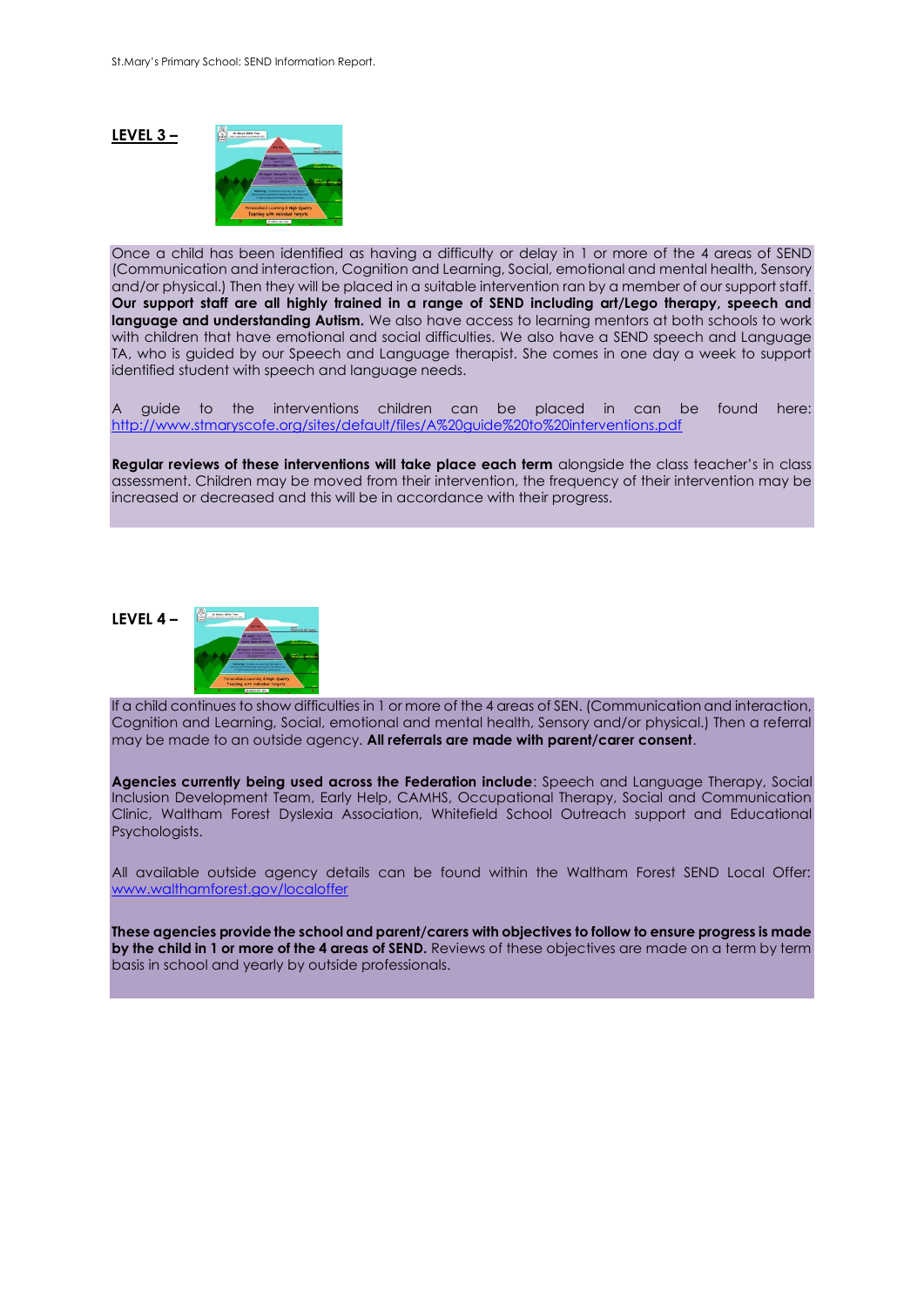**LEVEL 3 –**

Once a child has been identified as having a difficulty or delay in 1 or more of the 4 areas of SEND (Communication and interaction, Cognition and Learning, Social, emotional and mental health, Sensory and/or physical.) Then they will be placed in a suitable intervention ran by a member of our support staff. **Our support staff are all highly trained in a range of SEND including art/Lego therapy, speech and language and understanding Autism.** We also have access to learning mentors at both schools to work with children that have emotional and social difficulties. We also have a SEND speech and Language TA, who is guided by our Speech and Language therapist. She comes in one day a week to support identified student with speech and language needs.

A guide to the interventions children can be placed in can be found here: http://www.stmaryscofe.org/sites/default/files/A%20guide%20to%20interventions.pdf

**Regular reviews of these interventions will take place each term** alongside the class teacher's in class assessment. Children may be moved from their intervention, the frequency of their intervention may be increased or decreased and this will be in accordance with their progress.

**LEVEL 4 –**

If a child continues to show difficulties in 1 or more of the 4 areas of SEN. (Communication and interaction, Cognition and Learning, Social, emotional and mental health, Sensory and/or physical.) Then a referral may be made to an outside agency. **All referrals are made with parent/carer consent**.

**Agencies currently being used across the Federation include**: Speech and Language Therapy, Social Inclusion Development Team, Early Help, CAMHS, Occupational Therapy, Social and Communication Clinic, Waltham Forest Dyslexia Association, Whitefield School Outreach support and Educational Psychologists.

All available outside agency details can be found within the Waltham Forest SEND Local Offer: www.walthamforest.gov/localoffer

**These agencies provide the school and parent/carers with objectives to follow to ensure progress is made by the child in 1 or more of the 4 areas of SEND.** Reviews of these objectives are made on a term by term basis in school and yearly by outside professionals.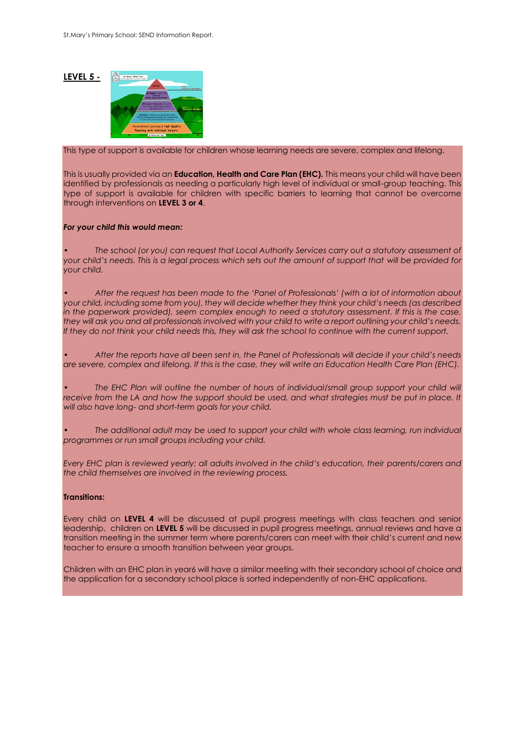## LEVEL 5 -

This type of support is available for children whose learning needs are severe, complex and lifelong.

This is usually provided via an **Education, Health and Care Plan (EHC).** This means your child will have been identified by professionals as needing a particularly high level of individual or small-group teaching. This type of support is available for children with specific barriers to learning that cannot be overcome through interventions on **LEVEL 3 or 4**.

***For your child this would mean:***

- *The school (or you) can request that Local Authority Services carry out a statutory assessment of your child's needs. This is a legal process which sets out the amount of support that will be provided for your child.*

- *After the request has been made to the 'Panel of Professionals' (with a lot of information about your child, including some from you), they will decide whether they think your child's needs (as described in the paperwork provided), seem complex enough to need a statutory assessment. If this is the case, they will ask you and all professionals involved with your child to write a report outlining your child's needs. If they do not think your child needs this, they will ask the school to continue with the current support.*

- *After the reports have all been sent in, the Panel of Professionals will decide if your child's needs are severe, complex and lifelong. If this is the case, they will write an Education Health Care Plan (EHC).*

- *The EHC Plan will outline the number of hours of individual/small group support your child will receive from the LA and how the support should be used, and what strategies must be put in place. It will also have long- and short-term goals for your child.*

- *The additional adult may be used to support your child with whole class learning, run individual programmes or run small groups including your child.*

*Every EHC plan is reviewed yearly; all adults involved in the child's education, their parents/carers and the child themselves are involved in the reviewing process.*

**Transitions:**

Every child on **LEVEL 4** will be discussed at pupil progress meetings with class teachers and senior leadership, children on **LEVEL 5** will be discussed in pupil progress meetings, annual reviews and have a transition meeting in the summer term where parents/carers can meet with their child's current and new teacher to ensure a smooth transition between year groups.

Children with an EHC plan in year6 will have a similar meeting with their secondary school of choice and the application for a secondary school place is sorted independently of non-EHC applications.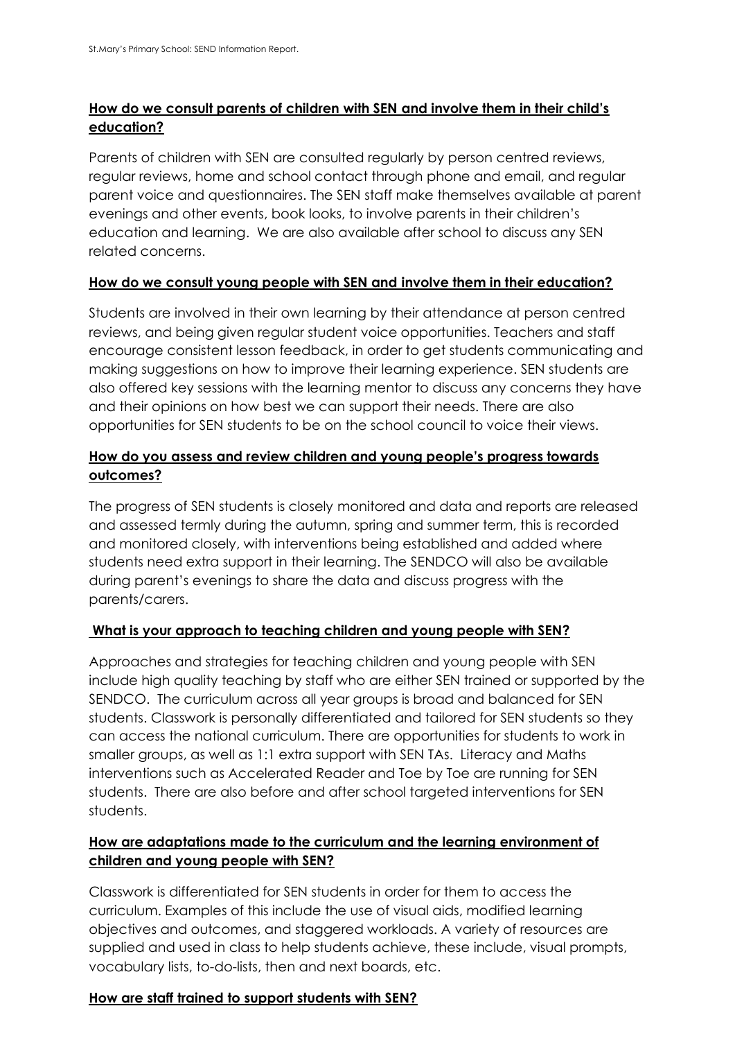## How do we consult parents of children with SEN and involve them in their child's education?

Parents of children with SEN are consulted regularly by person centred reviews, regular reviews, home and school contact through phone and email, and regular parent voice and questionnaires. The SEN staff make themselves available at parent evenings and other events, book looks, to involve parents in their children's education and learning. We are also available after school to discuss any SEN related concerns.

## How do we consult young people with SEN and involve them in their education?

Students are involved in their own learning by their attendance at person centred reviews, and being given regular student voice opportunities. Teachers and staff encourage consistent lesson feedback, in order to get students communicating and making suggestions on how to improve their learning experience. SEN students are also offered key sessions with the learning mentor to discuss any concerns they have and their opinions on how best we can support their needs. There are also opportunities for SEN students to be on the school council to voice their views.

## How do you assess and review children and young people's progress towards outcomes?

The progress of SEN students is closely monitored and data and reports are released and assessed termly during the autumn, spring and summer term, this is recorded and monitored closely, with interventions being established and added where students need extra support in their learning. The SENDCO will also be available during parent's evenings to share the data and discuss progress with the parents/carers.

## What is your approach to teaching children and young people with SEN?

Approaches and strategies for teaching children and young people with SEN include high quality teaching by staff who are either SEN trained or supported by the SENDCO. The curriculum across all year groups is broad and balanced for SEN students. Classwork is personally differentiated and tailored for SEN students so they can access the national curriculum. There are opportunities for students to work in smaller groups, as well as 1:1 extra support with SEN TAs. Literacy and Maths interventions such as Accelerated Reader and Toe by Toe are running for SEN students. There are also before and after school targeted interventions for SEN students.

## How are adaptations made to the curriculum and the learning environment of children and young people with SEN?

Classwork is differentiated for SEN students in order for them to access the curriculum. Examples of this include the use of visual aids, modified learning objectives and outcomes, and staggered workloads. A variety of resources are supplied and used in class to help students achieve, these include, visual prompts, vocabulary lists, to-do-lists, then and next boards, etc.

## How are staff trained to support students with SEN?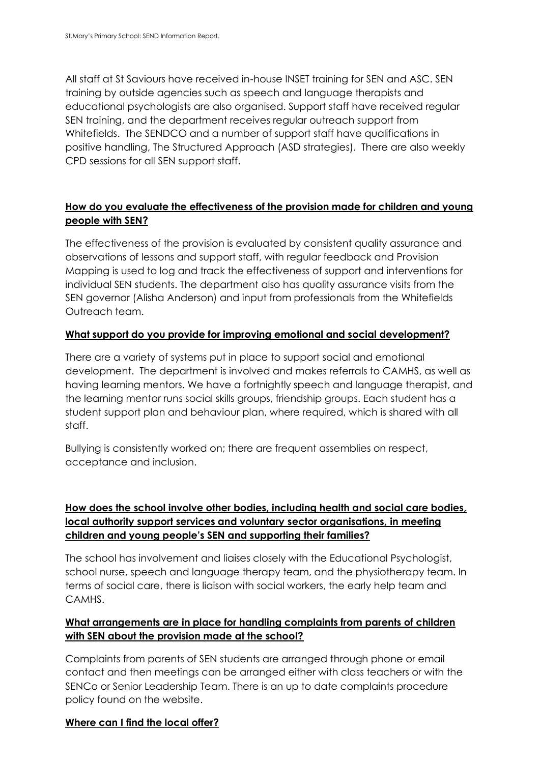All staff at St Saviours have received in-house INSET training for SEN and ASC. SEN training by outside agencies such as speech and language therapists and educational psychologists are also organised. Support staff have received regular SEN training, and the department receives regular outreach support from Whitefields. The SENDCO and a number of support staff have qualifications in positive handling, The Structured Approach (ASD strategies). There are also weekly CPD sessions for all SEN support staff.

**How do you evaluate the effectiveness of the provision made for children and young people with SEN?**

The effectiveness of the provision is evaluated by consistent quality assurance and observations of lessons and support staff, with regular feedback and Provision Mapping is used to log and track the effectiveness of support and interventions for individual SEN students. The department also has quality assurance visits from the SEN governor (Alisha Anderson) and input from professionals from the Whitefields Outreach team.

**What support do you provide for improving emotional and social development?**

There are a variety of systems put in place to support social and emotional development. The department is involved and makes referrals to CAMHS, as well as having learning mentors. We have a fortnightly speech and language therapist, and the learning mentor runs social skills groups, friendship groups. Each student has a student support plan and behaviour plan, where required, which is shared with all staff.

Bullying is consistently worked on; there are frequent assemblies on respect, acceptance and inclusion.

**How does the school involve other bodies, including health and social care bodies, local authority support services and voluntary sector organisations, in meeting children and young people's SEN and supporting their families?**

The school has involvement and liaises closely with the Educational Psychologist, school nurse, speech and language therapy team, and the physiotherapy team. In terms of social care, there is liaison with social workers, the early help team and CAMHS.

**What arrangements are in place for handling complaints from parents of children with SEN about the provision made at the school?**

Complaints from parents of SEN students are arranged through phone or email contact and then meetings can be arranged either with class teachers or with the SENCo or Senior Leadership Team. There is an up to date complaints procedure policy found on the website.

**Where can I find the local offer?**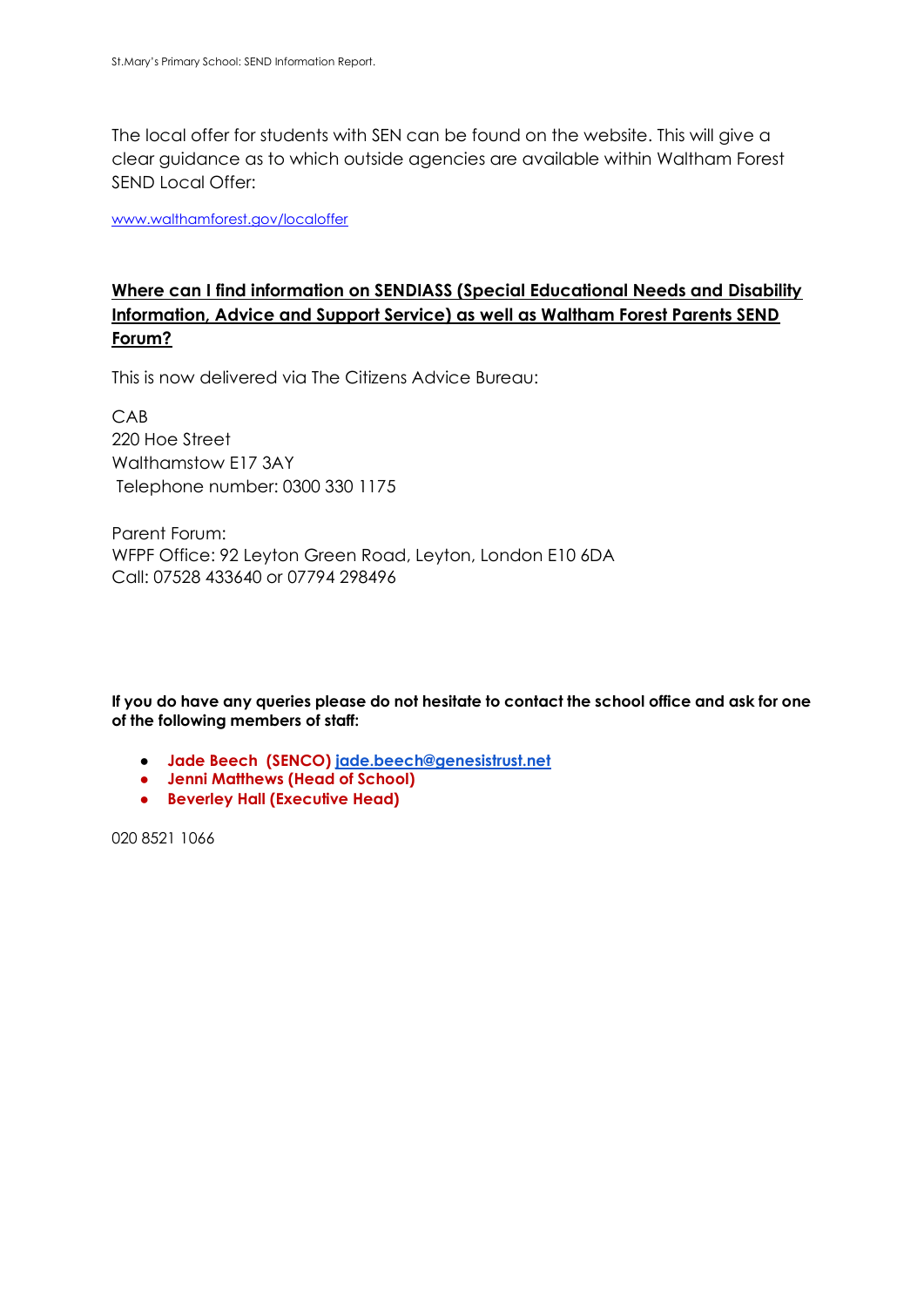The local offer for students with SEN can be found on the website. This will give a clear guidance as to which outside agencies are available within Waltham Forest SEND Local Offer:

[www.walthamforest.gov/localoffer](http://www.walthamforest.gov/localoffer)

## Where can I find information on SENDIASS (Special Educational Needs and Disability Information, Advice and Support Service) as well as Waltham Forest Parents SEND Forum?

This is now delivered via The Citizens Advice Bureau:

CAB
220 Hoe Street
Walthamstow E17 3AY
Telephone number: 0300 330 1175

Parent Forum:
WFPF Office: 92 Leyton Green Road, Leyton, London E10 6DA
Call: 07528 433640 or 07794 298496

**If you do have any queries please do not hesitate to contact the school office and ask for one of the following members of staff:**

- **Jade Beech (SENCO)** [jade.beech@genesistrust.net](mailto:jade.beech@genesistrust.net)
- **Jenni Matthews (Head of School)**
- **Beverley Hall (Executive Head)**

020 8521 1066